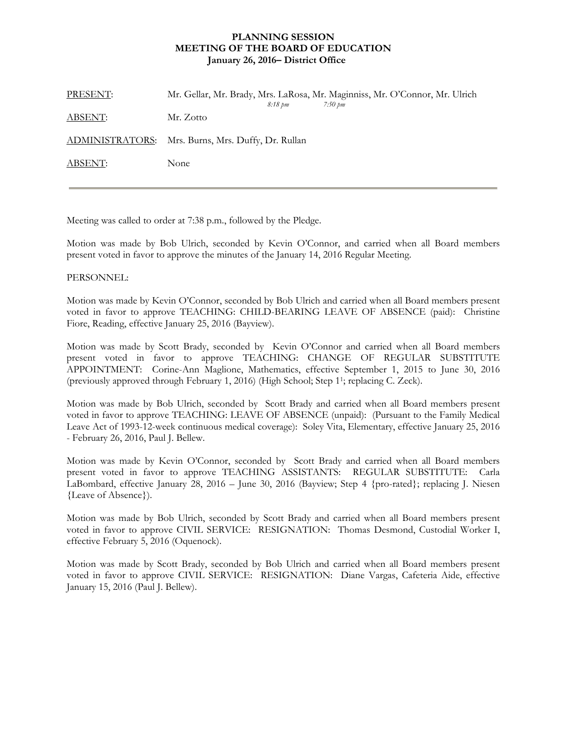**PLANNING SESSION**
**MEETING OF THE BOARD OF EDUCATION**
**January 26, 2016– District Office**

| | |
|---|---|
| PRESENT: | Mr. Gellar, Mr. Brady, Mrs. LaRosa, Mr. Maginniss, Mr. O'Connor, Mr. Ulrich<br>*8:18 pm* *7:50 pm* |
| ABSENT: | Mr. Zotto |
| ADMINISTRATORS: | Mrs. Burns, Mrs. Duffy, Dr. Rullan |
| ABSENT: | None |

---

Meeting was called to order at 7:38 p.m., followed by the Pledge.

Motion was made by Bob Ulrich, seconded by Kevin O'Connor, and carried when all Board members present voted in favor to approve the minutes of the January 14, 2016 Regular Meeting.

PERSONNEL:

Motion was made by Kevin O'Connor, seconded by Bob Ulrich and carried when all Board members present voted in favor to approve TEACHING: CHILD-BEARING LEAVE OF ABSENCE (paid): Christine Fiore, Reading, effective January 25, 2016 (Bayview).

Motion was made by Scott Brady, seconded by Kevin O'Connor and carried when all Board members present voted in favor to approve TEACHING: CHANGE OF REGULAR SUBSTITUTE APPOINTMENT: Corine-Ann Maglione, Mathematics, effective September 1, 2015 to June 30, 2016 (previously approved through February 1, 2016) (High School; Step 1[1]; replacing C. Zeck).

Motion was made by Bob Ulrich, seconded by Scott Brady and carried when all Board members present voted in favor to approve TEACHING: LEAVE OF ABSENCE (unpaid): (Pursuant to the Family Medical Leave Act of 1993-12-week continuous medical coverage): Soley Vita, Elementary, effective January 25, 2016 - February 26, 2016, Paul J. Bellew.

Motion was made by Kevin O'Connor, seconded by Scott Brady and carried when all Board members present voted in favor to approve TEACHING ASSISTANTS: REGULAR SUBSTITUTE: Carla LaBombard, effective January 28, 2016 – June 30, 2016 (Bayview; Step 4 {pro-rated}; replacing J. Niesen {Leave of Absence}).

Motion was made by Bob Ulrich, seconded by Scott Brady and carried when all Board members present voted in favor to approve CIVIL SERVICE: RESIGNATION: Thomas Desmond, Custodial Worker I, effective February 5, 2016 (Oquenock).

Motion was made by Scott Brady, seconded by Bob Ulrich and carried when all Board members present voted in favor to approve CIVIL SERVICE: RESIGNATION: Diane Vargas, Cafeteria Aide, effective January 15, 2016 (Paul J. Bellew).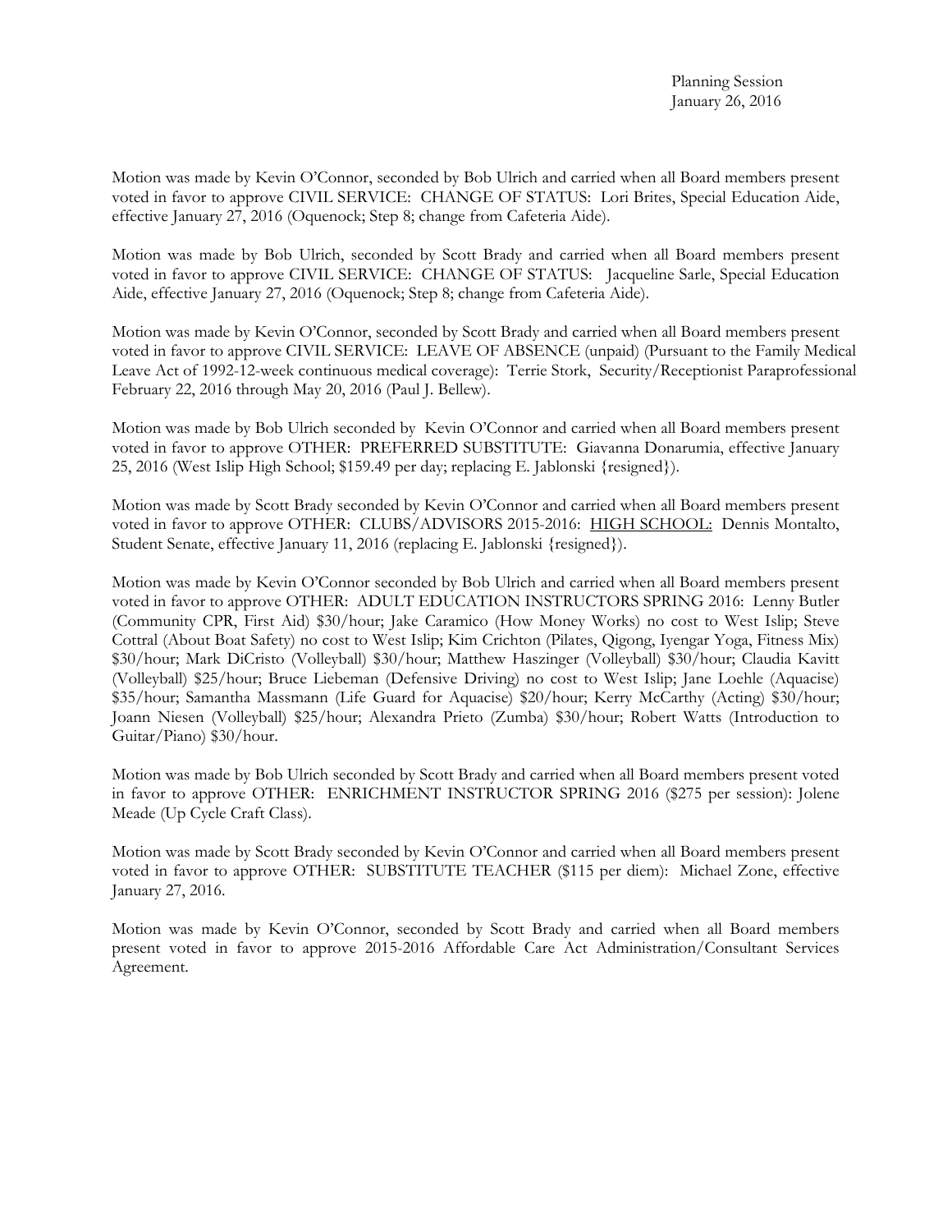Motion was made by Kevin O'Connor, seconded by Bob Ulrich and carried when all Board members present voted in favor to approve CIVIL SERVICE: CHANGE OF STATUS: Lori Brites, Special Education Aide, effective January 27, 2016 (Oquenock; Step 8; change from Cafeteria Aide).

Motion was made by Bob Ulrich, seconded by Scott Brady and carried when all Board members present voted in favor to approve CIVIL SERVICE: CHANGE OF STATUS: Jacqueline Sarle, Special Education Aide, effective January 27, 2016 (Oquenock; Step 8; change from Cafeteria Aide).

Motion was made by Kevin O'Connor, seconded by Scott Brady and carried when all Board members present voted in favor to approve CIVIL SERVICE: LEAVE OF ABSENCE (unpaid) (Pursuant to the Family Medical Leave Act of 1992-12-week continuous medical coverage): Terrie Stork, Security/Receptionist Paraprofessional February 22, 2016 through May 20, 2016 (Paul J. Bellew).

Motion was made by Bob Ulrich seconded by Kevin O'Connor and carried when all Board members present voted in favor to approve OTHER: PREFERRED SUBSTITUTE: Giavanna Donarumia, effective January 25, 2016 (West Islip High School; $159.49 per day; replacing E. Jablonski {resigned}).

Motion was made by Scott Brady seconded by Kevin O'Connor and carried when all Board members present voted in favor to approve OTHER: CLUBS/ADVISORS 2015-2016: HIGH SCHOOL: Dennis Montalto, Student Senate, effective January 11, 2016 (replacing E. Jablonski {resigned}).

Motion was made by Kevin O'Connor seconded by Bob Ulrich and carried when all Board members present voted in favor to approve OTHER: ADULT EDUCATION INSTRUCTORS SPRING 2016: Lenny Butler (Community CPR, First Aid) $30/hour; Jake Caramico (How Money Works) no cost to West Islip; Steve Cottral (About Boat Safety) no cost to West Islip; Kim Crichton (Pilates, Qigong, Iyengar Yoga, Fitness Mix) $30/hour; Mark DiCristo (Volleyball) $30/hour; Matthew Haszinger (Volleyball) $30/hour; Claudia Kavitt (Volleyball) $25/hour; Bruce Liebeman (Defensive Driving) no cost to West Islip; Jane Loehle (Aquacise) $35/hour; Samantha Massmann (Life Guard for Aquacise) $20/hour; Kerry McCarthy (Acting) $30/hour; Joann Niesen (Volleyball) $25/hour; Alexandra Prieto (Zumba) $30/hour; Robert Watts (Introduction to Guitar/Piano) $30/hour.

Motion was made by Bob Ulrich seconded by Scott Brady and carried when all Board members present voted in favor to approve OTHER: ENRICHMENT INSTRUCTOR SPRING 2016 ($275 per session): Jolene Meade (Up Cycle Craft Class).

Motion was made by Scott Brady seconded by Kevin O'Connor and carried when all Board members present voted in favor to approve OTHER: SUBSTITUTE TEACHER ($115 per diem): Michael Zone, effective January 27, 2016.

Motion was made by Kevin O'Connor, seconded by Scott Brady and carried when all Board members present voted in favor to approve 2015-2016 Affordable Care Act Administration/Consultant Services Agreement.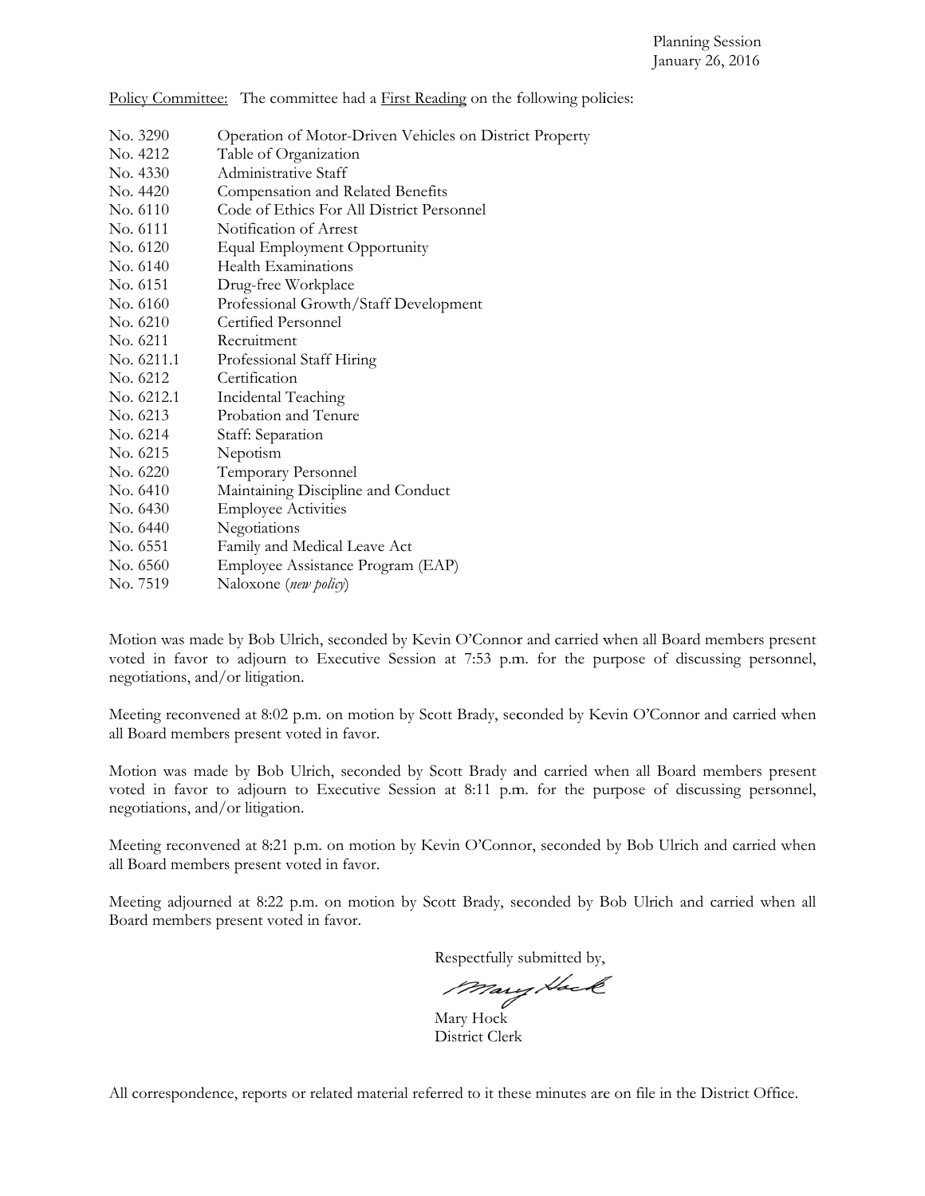Planning Session
January 26, 2016

Policy Committee: The committee had a First Reading on the following policies:

| | |
|---|---|
| No. 3290 | Operation of Motor-Driven Vehicles on District Property |
| No. 4212 | Table of Organization |
| No. 4330 | Administrative Staff |
| No. 4420 | Compensation and Related Benefits |
| No. 6110 | Code of Ethics For All District Personnel |
| No. 6111 | Notification of Arrest |
| No. 6120 | Equal Employment Opportunity |
| No. 6140 | Health Examinations |
| No. 6151 | Drug-free Workplace |
| No. 6160 | Professional Growth/Staff Development |
| No. 6210 | Certified Personnel |
| No. 6211 | Recruitment |
| No. 6211.1 | Professional Staff Hiring |
| No. 6212 | Certification |
| No. 6212.1 | Incidental Teaching |
| No. 6213 | Probation and Tenure |
| No. 6214 | Staff: Separation |
| No. 6215 | Nepotism |
| No. 6220 | Temporary Personnel |
| No. 6410 | Maintaining Discipline and Conduct |
| No. 6430 | Employee Activities |
| No. 6440 | Negotiations |
| No. 6551 | Family and Medical Leave Act |
| No. 6560 | Employee Assistance Program (EAP) |
| No. 7519 | Naloxone (*new policy*) |

Motion was made by Bob Ulrich, seconded by Kevin O'Connor and carried when all Board members present voted in favor to adjourn to Executive Session at 7:53 p.m. for the purpose of discussing personnel, negotiations, and/or litigation.

Meeting reconvened at 8:02 p.m. on motion by Scott Brady, seconded by Kevin O'Connor and carried when all Board members present voted in favor.

Motion was made by Bob Ulrich, seconded by Scott Brady and carried when all Board members present voted in favor to adjourn to Executive Session at 8:11 p.m. for the purpose of discussing personnel, negotiations, and/or litigation.

Meeting reconvened at 8:21 p.m. on motion by Kevin O'Connor, seconded by Bob Ulrich and carried when all Board members present voted in favor.

Meeting adjourned at 8:22 p.m. on motion by Scott Brady, seconded by Bob Ulrich and carried when all Board members present voted in favor.

Respectfully submitted by,

Mary Hock
Mary Hock
District Clerk

All correspondence, reports or related material referred to it these minutes are on file in the District Office.